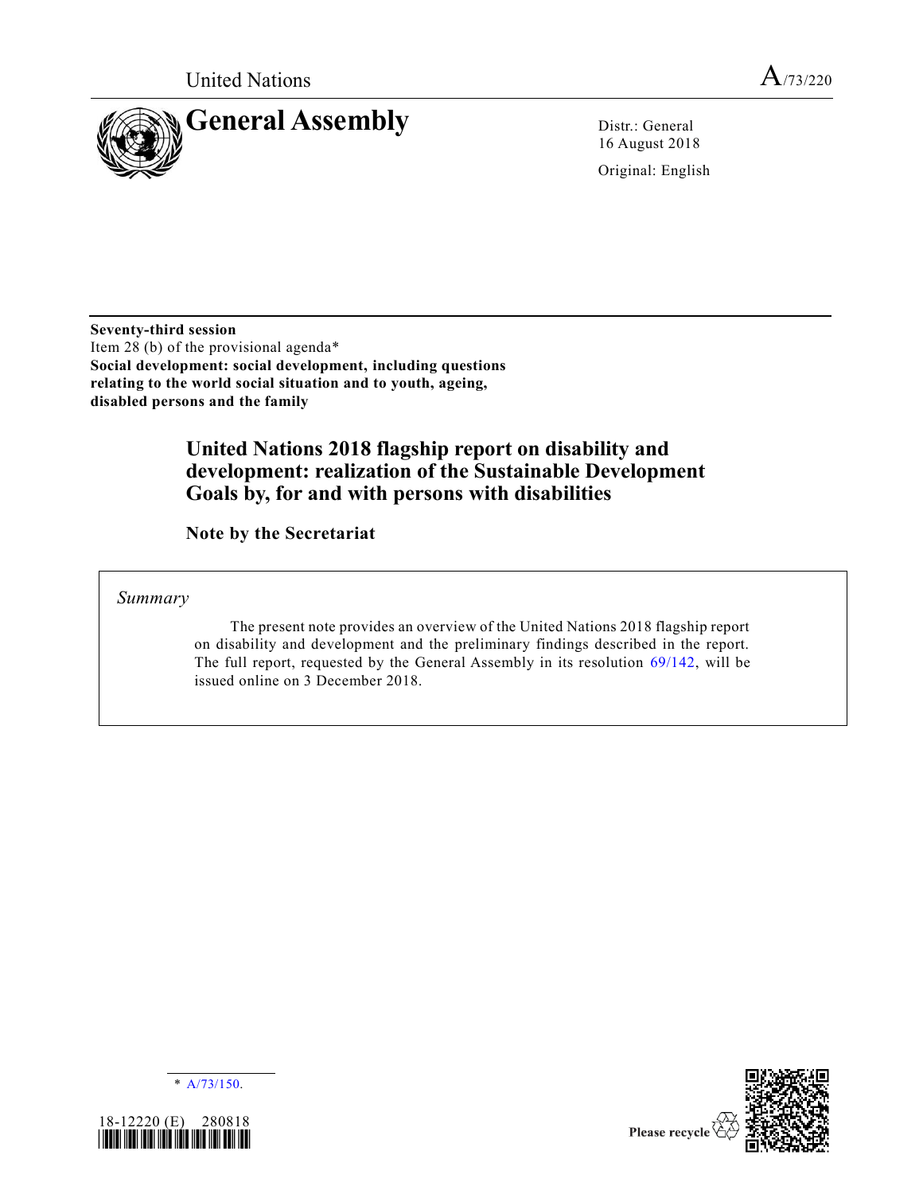United Nations

A/73/220

# General Assembly

Distr.: General
16 August 2018

Original: English

**Seventy-third session**
Item 28 (b) of the provisional agenda*
**Social development: social development, including questions relating to the world social situation and to youth, ageing, disabled persons and the family**

## United Nations 2018 flagship report on disability and development: realization of the Sustainable Development Goals by, for and with persons with disabilities

### Note by the Secretariat

*Summary*

The present note provides an overview of the United Nations 2018 flagship report on disability and development and the preliminary findings described in the report. The full report, requested by the General Assembly in its resolution 69/142, will be issued online on 3 December 2018.

\* A/73/150.

18-12220 (E) 280818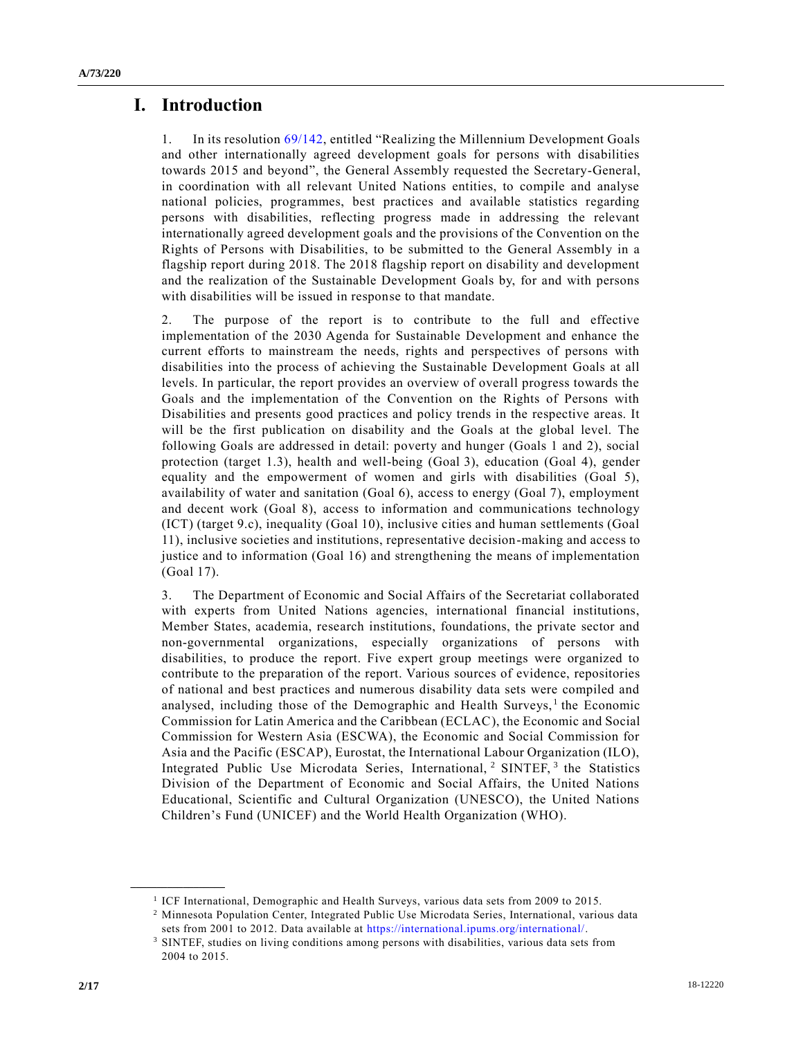# I. Introduction

1. In its resolution 69/142, entitled "Realizing the Millennium Development Goals and other internationally agreed development goals for persons with disabilities towards 2015 and beyond", the General Assembly requested the Secretary-General, in coordination with all relevant United Nations entities, to compile and analyse national policies, programmes, best practices and available statistics regarding persons with disabilities, reflecting progress made in addressing the relevant internationally agreed development goals and the provisions of the Convention on the Rights of Persons with Disabilities, to be submitted to the General Assembly in a flagship report during 2018. The 2018 flagship report on disability and development and the realization of the Sustainable Development Goals by, for and with persons with disabilities will be issued in response to that mandate.

2. The purpose of the report is to contribute to the full and effective implementation of the 2030 Agenda for Sustainable Development and enhance the current efforts to mainstream the needs, rights and perspectives of persons with disabilities into the process of achieving the Sustainable Development Goals at all levels. In particular, the report provides an overview of overall progress towards the Goals and the implementation of the Convention on the Rights of Persons with Disabilities and presents good practices and policy trends in the respective areas. It will be the first publication on disability and the Goals at the global level. The following Goals are addressed in detail: poverty and hunger (Goals 1 and 2), social protection (target 1.3), health and well-being (Goal 3), education (Goal 4), gender equality and the empowerment of women and girls with disabilities (Goal 5), availability of water and sanitation (Goal 6), access to energy (Goal 7), employment and decent work (Goal 8), access to information and communications technology (ICT) (target 9.c), inequality (Goal 10), inclusive cities and human settlements (Goal 11), inclusive societies and institutions, representative decision-making and access to justice and to information (Goal 16) and strengthening the means of implementation (Goal 17).

3. The Department of Economic and Social Affairs of the Secretariat collaborated with experts from United Nations agencies, international financial institutions, Member States, academia, research institutions, foundations, the private sector and non-governmental organizations, especially organizations of persons with disabilities, to produce the report. Five expert group meetings were organized to contribute to the preparation of the report. Various sources of evidence, repositories of national and best practices and numerous disability data sets were compiled and analysed, including those of the Demographic and Health Surveys,[1] the Economic Commission for Latin America and the Caribbean (ECLAC), the Economic and Social Commission for Western Asia (ESCWA), the Economic and Social Commission for Asia and the Pacific (ESCAP), Eurostat, the International Labour Organization (ILO), Integrated Public Use Microdata Series, International,[2] SINTEF,[3] the Statistics Division of the Department of Economic and Social Affairs, the United Nations Educational, Scientific and Cultural Organization (UNESCO), the United Nations Children's Fund (UNICEF) and the World Health Organization (WHO).

---

[1] ICF International, Demographic and Health Surveys, various data sets from 2009 to 2015.

[2] Minnesota Population Center, Integrated Public Use Microdata Series, International, various data sets from 2001 to 2012. Data available at https://international.ipums.org/international/.

[3] SINTEF, studies on living conditions among persons with disabilities, various data sets from 2004 to 2015.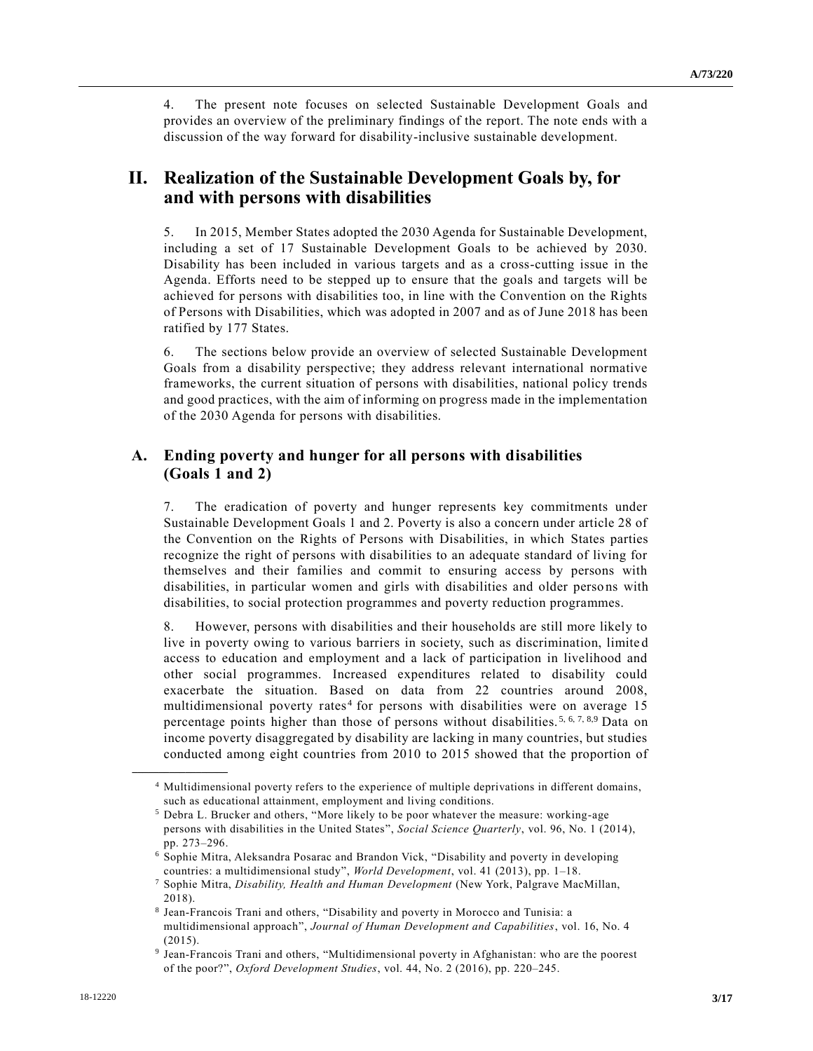4. The present note focuses on selected Sustainable Development Goals and provides an overview of the preliminary findings of the report. The note ends with a discussion of the way forward for disability-inclusive sustainable development.

## II. Realization of the Sustainable Development Goals by, for and with persons with disabilities

5. In 2015, Member States adopted the 2030 Agenda for Sustainable Development, including a set of 17 Sustainable Development Goals to be achieved by 2030. Disability has been included in various targets and as a cross-cutting issue in the Agenda. Efforts need to be stepped up to ensure that the goals and targets will be achieved for persons with disabilities too, in line with the Convention on the Rights of Persons with Disabilities, which was adopted in 2007 and as of June 2018 has been ratified by 177 States.

6. The sections below provide an overview of selected Sustainable Development Goals from a disability perspective; they address relevant international normative frameworks, the current situation of persons with disabilities, national policy trends and good practices, with the aim of informing on progress made in the implementation of the 2030 Agenda for persons with disabilities.

### A. Ending poverty and hunger for all persons with disabilities (Goals 1 and 2)

7. The eradication of poverty and hunger represents key commitments under Sustainable Development Goals 1 and 2. Poverty is also a concern under article 28 of the Convention on the Rights of Persons with Disabilities, in which States parties recognize the right of persons with disabilities to an adequate standard of living for themselves and their families and commit to ensuring access by persons with disabilities, in particular women and girls with disabilities and older persons with disabilities, to social protection programmes and poverty reduction programmes.

8. However, persons with disabilities and their households are still more likely to live in poverty owing to various barriers in society, such as discrimination, limited access to education and employment and a lack of participation in livelihood and other social programmes. Increased expenditures related to disability could exacerbate the situation. Based on data from 22 countries around 2008, multidimensional poverty rates[4] for persons with disabilities were on average 15 percentage points higher than those of persons without disabilities.[5, 6, 7, 8,9] Data on income poverty disaggregated by disability are lacking in many countries, but studies conducted among eight countries from 2010 to 2015 showed that the proportion of

---

[4] Multidimensional poverty refers to the experience of multiple deprivations in different domains, such as educational attainment, employment and living conditions.

[5] Debra L. Brucker and others, "More likely to be poor whatever the measure: working-age persons with disabilities in the United States", *Social Science Quarterly*, vol. 96, No. 1 (2014), pp. 273–296.

[6] Sophie Mitra, Aleksandra Posarac and Brandon Vick, "Disability and poverty in developing countries: a multidimensional study", *World Development*, vol. 41 (2013), pp. 1–18.

[7] Sophie Mitra, *Disability, Health and Human Development* (New York, Palgrave MacMillan, 2018).

[8] Jean-Francois Trani and others, "Disability and poverty in Morocco and Tunisia: a multidimensional approach", *Journal of Human Development and Capabilities*, vol. 16, No. 4 (2015).

[9] Jean-Francois Trani and others, "Multidimensional poverty in Afghanistan: who are the poorest of the poor?", *Oxford Development Studies*, vol. 44, No. 2 (2016), pp. 220–245.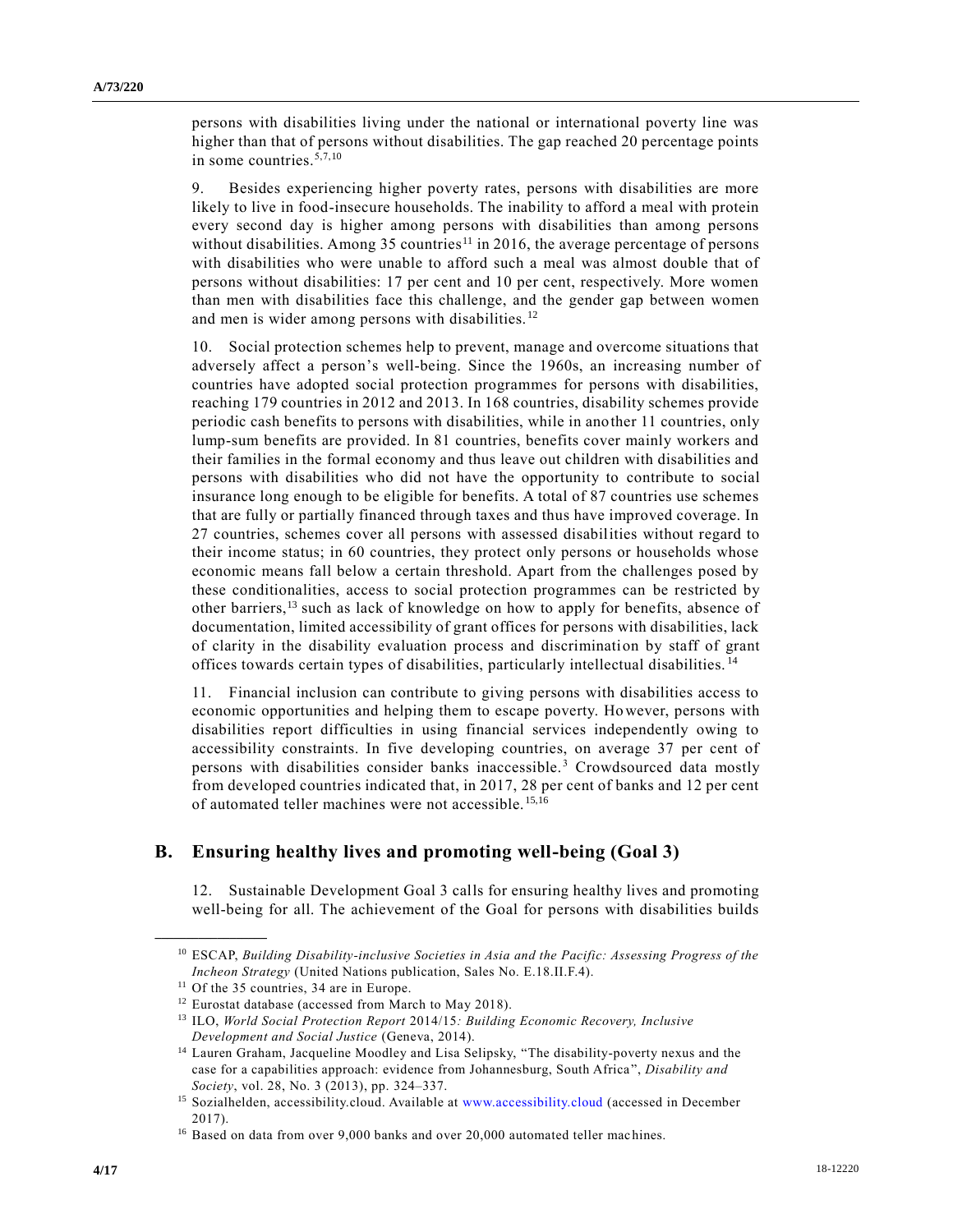persons with disabilities living under the national or international poverty line was higher than that of persons without disabilities. The gap reached 20 percentage points in some countries.[5,7,10]

9. Besides experiencing higher poverty rates, persons with disabilities are more likely to live in food-insecure households. The inability to afford a meal with protein every second day is higher among persons with disabilities than among persons without disabilities. Among 35 countries[11] in 2016, the average percentage of persons with disabilities who were unable to afford such a meal was almost double that of persons without disabilities: 17 per cent and 10 per cent, respectively. More women than men with disabilities face this challenge, and the gender gap between women and men is wider among persons with disabilities.[12]

10. Social protection schemes help to prevent, manage and overcome situations that adversely affect a person's well-being. Since the 1960s, an increasing number of countries have adopted social protection programmes for persons with disabilities, reaching 179 countries in 2012 and 2013. In 168 countries, disability schemes provide periodic cash benefits to persons with disabilities, while in another 11 countries, only lump-sum benefits are provided. In 81 countries, benefits cover mainly workers and their families in the formal economy and thus leave out children with disabilities and persons with disabilities who did not have the opportunity to contribute to social insurance long enough to be eligible for benefits. A total of 87 countries use schemes that are fully or partially financed through taxes and thus have improved coverage. In 27 countries, schemes cover all persons with assessed disabilities without regard to their income status; in 60 countries, they protect only persons or households whose economic means fall below a certain threshold. Apart from the challenges posed by these conditionalities, access to social protection programmes can be restricted by other barriers,[13] such as lack of knowledge on how to apply for benefits, absence of documentation, limited accessibility of grant offices for persons with disabilities, lack of clarity in the disability evaluation process and discrimination by staff of grant offices towards certain types of disabilities, particularly intellectual disabilities.[14]

11. Financial inclusion can contribute to giving persons with disabilities access to economic opportunities and helping them to escape poverty. However, persons with disabilities report difficulties in using financial services independently owing to accessibility constraints. In five developing countries, on average 37 per cent of persons with disabilities consider banks inaccessible.[3] Crowdsourced data mostly from developed countries indicated that, in 2017, 28 per cent of banks and 12 per cent of automated teller machines were not accessible.[15,16]

## B. Ensuring healthy lives and promoting well-being (Goal 3)

12. Sustainable Development Goal 3 calls for ensuring healthy lives and promoting well-being for all. The achievement of the Goal for persons with disabilities builds

---

[10] ESCAP, *Building Disability-inclusive Societies in Asia and the Pacific: Assessing Progress of the Incheon Strategy* (United Nations publication, Sales No. E.18.II.F.4).

[11] Of the 35 countries, 34 are in Europe.

[12] Eurostat database (accessed from March to May 2018).

[13] ILO, *World Social Protection Report* 2014/15*: Building Economic Recovery, Inclusive Development and Social Justice* (Geneva, 2014).

[14] Lauren Graham, Jacqueline Moodley and Lisa Selipsky, "The disability-poverty nexus and the case for a capabilities approach: evidence from Johannesburg, South Africa", *Disability and Society*, vol. 28, No. 3 (2013), pp. 324–337.

[15] Sozialhelden, accessibility.cloud. Available at www.accessibility.cloud (accessed in December 2017).

[16] Based on data from over 9,000 banks and over 20,000 automated teller machines.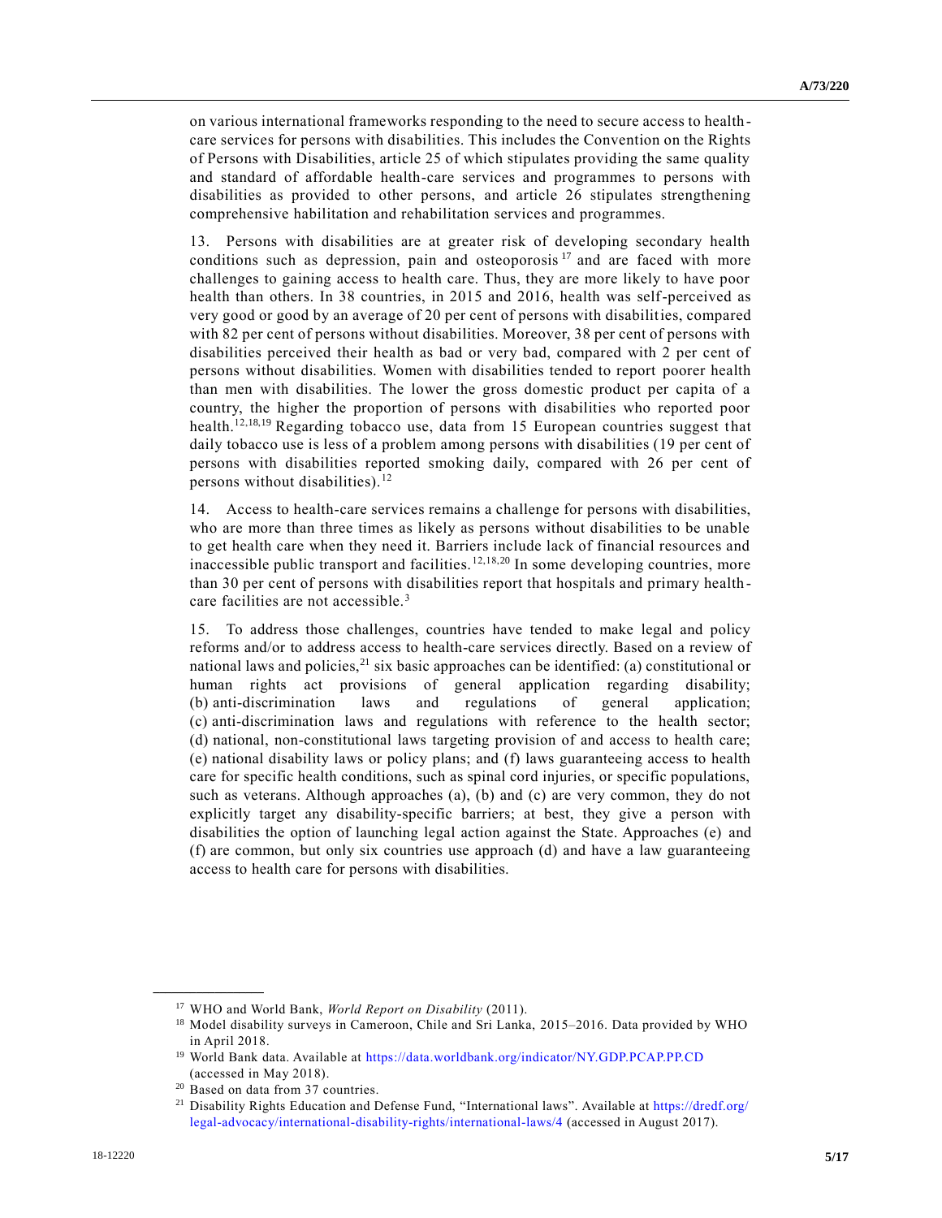on various international frameworks responding to the need to secure access to health-care services for persons with disabilities. This includes the Convention on the Rights of Persons with Disabilities, article 25 of which stipulates providing the same quality and standard of affordable health-care services and programmes to persons with disabilities as provided to other persons, and article 26 stipulates strengthening comprehensive habilitation and rehabilitation services and programmes.

13. Persons with disabilities are at greater risk of developing secondary health conditions such as depression, pain and osteoporosis [17] and are faced with more challenges to gaining access to health care. Thus, they are more likely to have poor health than others. In 38 countries, in 2015 and 2016, health was self-perceived as very good or good by an average of 20 per cent of persons with disabilities, compared with 82 per cent of persons without disabilities. Moreover, 38 per cent of persons with disabilities perceived their health as bad or very bad, compared with 2 per cent of persons without disabilities. Women with disabilities tended to report poorer health than men with disabilities. The lower the gross domestic product per capita of a country, the higher the proportion of persons with disabilities who reported poor health.[12,18,19] Regarding tobacco use, data from 15 European countries suggest that daily tobacco use is less of a problem among persons with disabilities (19 per cent of persons with disabilities reported smoking daily, compared with 26 per cent of persons without disabilities).[12]

14. Access to health-care services remains a challenge for persons with disabilities, who are more than three times as likely as persons without disabilities to be unable to get health care when they need it. Barriers include lack of financial resources and inaccessible public transport and facilities.[12,18,20] In some developing countries, more than 30 per cent of persons with disabilities report that hospitals and primary health-care facilities are not accessible.[3]

15. To address those challenges, countries have tended to make legal and policy reforms and/or to address access to health-care services directly. Based on a review of national laws and policies,[21] six basic approaches can be identified: (a) constitutional or human rights act provisions of general application regarding disability; (b) anti-discrimination laws and regulations of general application; (c) anti-discrimination laws and regulations with reference to the health sector; (d) national, non-constitutional laws targeting provision of and access to health care; (e) national disability laws or policy plans; and (f) laws guaranteeing access to health care for specific health conditions, such as spinal cord injuries, or specific populations, such as veterans. Although approaches (a), (b) and (c) are very common, they do not explicitly target any disability-specific barriers; at best, they give a person with disabilities the option of launching legal action against the State. Approaches (e) and (f) are common, but only six countries use approach (d) and have a law guaranteeing access to health care for persons with disabilities.

---

[17] WHO and World Bank, *World Report on Disability* (2011).

[18] Model disability surveys in Cameroon, Chile and Sri Lanka, 2015–2016. Data provided by WHO in April 2018.

[19] World Bank data. Available at https://data.worldbank.org/indicator/NY.GDP.PCAP.PP.CD (accessed in May 2018).

[20] Based on data from 37 countries.

[21] Disability Rights Education and Defense Fund, "International laws". Available at https://dredf.org/legal-advocacy/international-disability-rights/international-laws/4 (accessed in August 2017).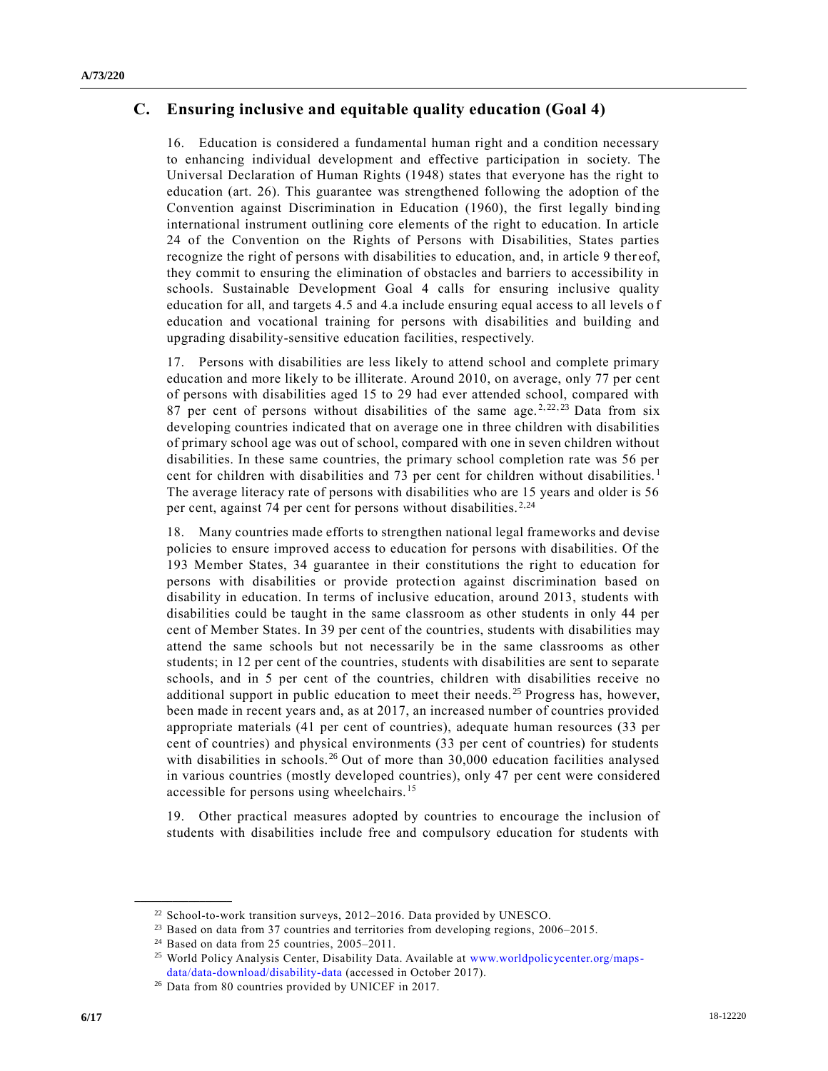## C. Ensuring inclusive and equitable quality education (Goal 4)

16. Education is considered a fundamental human right and a condition necessary to enhancing individual development and effective participation in society. The Universal Declaration of Human Rights (1948) states that everyone has the right to education (art. 26). This guarantee was strengthened following the adoption of the Convention against Discrimination in Education (1960), the first legally binding international instrument outlining core elements of the right to education. In article 24 of the Convention on the Rights of Persons with Disabilities, States parties recognize the right of persons with disabilities to education, and, in article 9 thereof, they commit to ensuring the elimination of obstacles and barriers to accessibility in schools. Sustainable Development Goal 4 calls for ensuring inclusive quality education for all, and targets 4.5 and 4.a include ensuring equal access to all levels of education and vocational training for persons with disabilities and building and upgrading disability-sensitive education facilities, respectively.

17. Persons with disabilities are less likely to attend school and complete primary education and more likely to be illiterate. Around 2010, on average, only 77 per cent of persons with disabilities aged 15 to 29 had ever attended school, compared with 87 per cent of persons without disabilities of the same age.[2,22,23] Data from six developing countries indicated that on average one in three children with disabilities of primary school age was out of school, compared with one in seven children without disabilities. In these same countries, the primary school completion rate was 56 per cent for children with disabilities and 73 per cent for children without disabilities.[1] The average literacy rate of persons with disabilities who are 15 years and older is 56 per cent, against 74 per cent for persons without disabilities.[2,24]

18. Many countries made efforts to strengthen national legal frameworks and devise policies to ensure improved access to education for persons with disabilities. Of the 193 Member States, 34 guarantee in their constitutions the right to education for persons with disabilities or provide protection against discrimination based on disability in education. In terms of inclusive education, around 2013, students with disabilities could be taught in the same classroom as other students in only 44 per cent of Member States. In 39 per cent of the countries, students with disabilities may attend the same schools but not necessarily be in the same classrooms as other students; in 12 per cent of the countries, students with disabilities are sent to separate schools, and in 5 per cent of the countries, children with disabilities receive no additional support in public education to meet their needs.[25] Progress has, however, been made in recent years and, as at 2017, an increased number of countries provided appropriate materials (41 per cent of countries), adequate human resources (33 per cent of countries) and physical environments (33 per cent of countries) for students with disabilities in schools.[26] Out of more than 30,000 education facilities analysed in various countries (mostly developed countries), only 47 per cent were considered accessible for persons using wheelchairs.[15]

19. Other practical measures adopted by countries to encourage the inclusion of students with disabilities include free and compulsory education for students with

---

[22] School-to-work transition surveys, 2012–2016. Data provided by UNESCO.

[23] Based on data from 37 countries and territories from developing regions, 2006–2015.

[24] Based on data from 25 countries, 2005–2011.

[25] World Policy Analysis Center, Disability Data. Available at www.worldpolicycenter.org/maps-data/data-download/disability-data (accessed in October 2017).

[26] Data from 80 countries provided by UNICEF in 2017.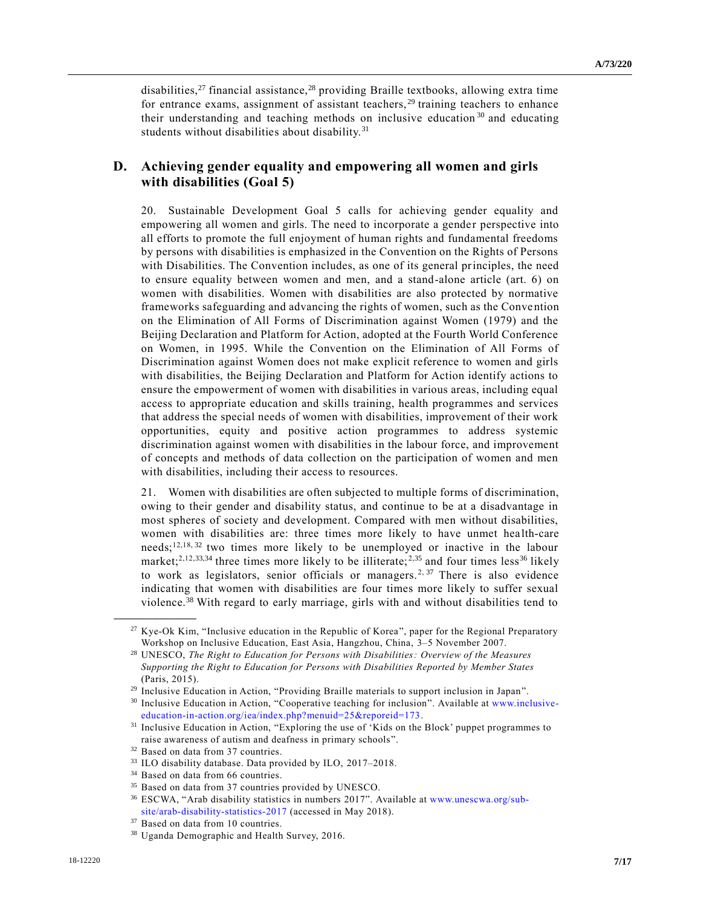disabilities,[27] financial assistance,[28] providing Braille textbooks, allowing extra time for entrance exams, assignment of assistant teachers,[29] training teachers to enhance their understanding and teaching methods on inclusive education[30] and educating students without disabilities about disability.[31]

## D. Achieving gender equality and empowering all women and girls with disabilities (Goal 5)

20. Sustainable Development Goal 5 calls for achieving gender equality and empowering all women and girls. The need to incorporate a gender perspective into all efforts to promote the full enjoyment of human rights and fundamental freedoms by persons with disabilities is emphasized in the Convention on the Rights of Persons with Disabilities. The Convention includes, as one of its general principles, the need to ensure equality between women and men, and a stand-alone article (art. 6) on women with disabilities. Women with disabilities are also protected by normative frameworks safeguarding and advancing the rights of women, such as the Convention on the Elimination of All Forms of Discrimination against Women (1979) and the Beijing Declaration and Platform for Action, adopted at the Fourth World Conference on Women, in 1995. While the Convention on the Elimination of All Forms of Discrimination against Women does not make explicit reference to women and girls with disabilities, the Beijing Declaration and Platform for Action identify actions to ensure the empowerment of women with disabilities in various areas, including equal access to appropriate education and skills training, health programmes and services that address the special needs of women with disabilities, improvement of their work opportunities, equity and positive action programmes to address systemic discrimination against women with disabilities in the labour force, and improvement of concepts and methods of data collection on the participation of women and men with disabilities, including their access to resources.

21. Women with disabilities are often subjected to multiple forms of discrimination, owing to their gender and disability status, and continue to be at a disadvantage in most spheres of society and development. Compared with men without disabilities, women with disabilities are: three times more likely to have unmet health-care needs;[12,18,32] two times more likely to be unemployed or inactive in the labour market;[2,12,33,34] three times more likely to be illiterate;[2,35] and four times less[36] likely to work as legislators, senior officials or managers.[2,37] There is also evidence indicating that women with disabilities are four times more likely to suffer sexual violence.[38] With regard to early marriage, girls with and without disabilities tend to

---

[27] Kye-Ok Kim, "Inclusive education in the Republic of Korea", paper for the Regional Preparatory Workshop on Inclusive Education, East Asia, Hangzhou, China, 3–5 November 2007.

[28] UNESCO, *The Right to Education for Persons with Disabilities: Overview of the Measures Supporting the Right to Education for Persons with Disabilities Reported by Member States* (Paris, 2015).

[29] Inclusive Education in Action, "Providing Braille materials to support inclusion in Japan".

[30] Inclusive Education in Action, "Cooperative teaching for inclusion". Available at www.inclusive-education-in-action.org/iea/index.php?menuid=25&reporeid=173.

[31] Inclusive Education in Action, "Exploring the use of 'Kids on the Block' puppet programmes to raise awareness of autism and deafness in primary schools".

[32] Based on data from 37 countries.

[33] ILO disability database. Data provided by ILO, 2017–2018.

[34] Based on data from 66 countries.

[35] Based on data from 37 countries provided by UNESCO.

[36] ESCWA, "Arab disability statistics in numbers 2017". Available at www.unescwa.org/sub-site/arab-disability-statistics-2017 (accessed in May 2018).

[37] Based on data from 10 countries.

[38] Uganda Demographic and Health Survey, 2016.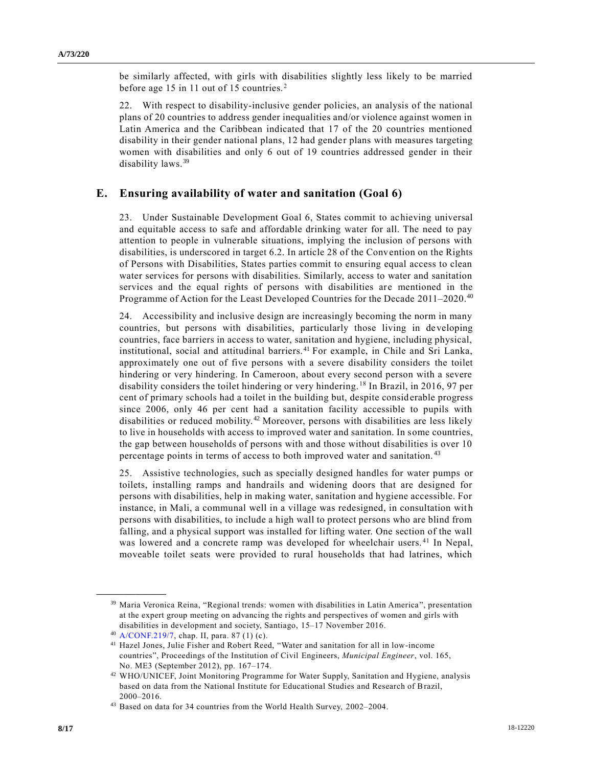be similarly affected, with girls with disabilities slightly less likely to be married before age 15 in 11 out of 15 countries.[2]

22. With respect to disability-inclusive gender policies, an analysis of the national plans of 20 countries to address gender inequalities and/or violence against women in Latin America and the Caribbean indicated that 17 of the 20 countries mentioned disability in their gender national plans, 12 had gender plans with measures targeting women with disabilities and only 6 out of 19 countries addressed gender in their disability laws.[39]

## E. Ensuring availability of water and sanitation (Goal 6)

23. Under Sustainable Development Goal 6, States commit to achieving universal and equitable access to safe and affordable drinking water for all. The need to pay attention to people in vulnerable situations, implying the inclusion of persons with disabilities, is underscored in target 6.2. In article 28 of the Convention on the Rights of Persons with Disabilities, States parties commit to ensuring equal access to clean water services for persons with disabilities. Similarly, access to water and sanitation services and the equal rights of persons with disabilities are mentioned in the Programme of Action for the Least Developed Countries for the Decade 2011–2020.[40]

24. Accessibility and inclusive design are increasingly becoming the norm in many countries, but persons with disabilities, particularly those living in developing countries, face barriers in access to water, sanitation and hygiene, including physical, institutional, social and attitudinal barriers.[41] For example, in Chile and Sri Lanka, approximately one out of five persons with a severe disability considers the toilet hindering or very hindering. In Cameroon, about every second person with a severe disability considers the toilet hindering or very hindering.[18] In Brazil, in 2016, 97 per cent of primary schools had a toilet in the building but, despite considerable progress since 2006, only 46 per cent had a sanitation facility accessible to pupils with disabilities or reduced mobility.[42] Moreover, persons with disabilities are less likely to live in households with access to improved water and sanitation. In some countries, the gap between households of persons with and those without disabilities is over 10 percentage points in terms of access to both improved water and sanitation.[43]

25. Assistive technologies, such as specially designed handles for water pumps or toilets, installing ramps and handrails and widening doors that are designed for persons with disabilities, help in making water, sanitation and hygiene accessible. For instance, in Mali, a communal well in a village was redesigned, in consultation with persons with disabilities, to include a high wall to protect persons who are blind from falling, and a physical support was installed for lifting water. One section of the wall was lowered and a concrete ramp was developed for wheelchair users.[41] In Nepal, moveable toilet seats were provided to rural households that had latrines, which

---

[39] Maria Veronica Reina, "Regional trends: women with disabilities in Latin America", presentation at the expert group meeting on advancing the rights and perspectives of women and girls with disabilities in development and society, Santiago, 15–17 November 2016.

[40] A/CONF.219/7, chap. II, para. 87 (1) (c).

[41] Hazel Jones, Julie Fisher and Robert Reed, "Water and sanitation for all in low-income countries", Proceedings of the Institution of Civil Engineers, *Municipal Engineer*, vol. 165, No. ME3 (September 2012), pp. 167–174.

[42] WHO/UNICEF, Joint Monitoring Programme for Water Supply, Sanitation and Hygiene, analysis based on data from the National Institute for Educational Studies and Research of Brazil, 2000–2016.

[43] Based on data for 34 countries from the World Health Survey, 2002–2004.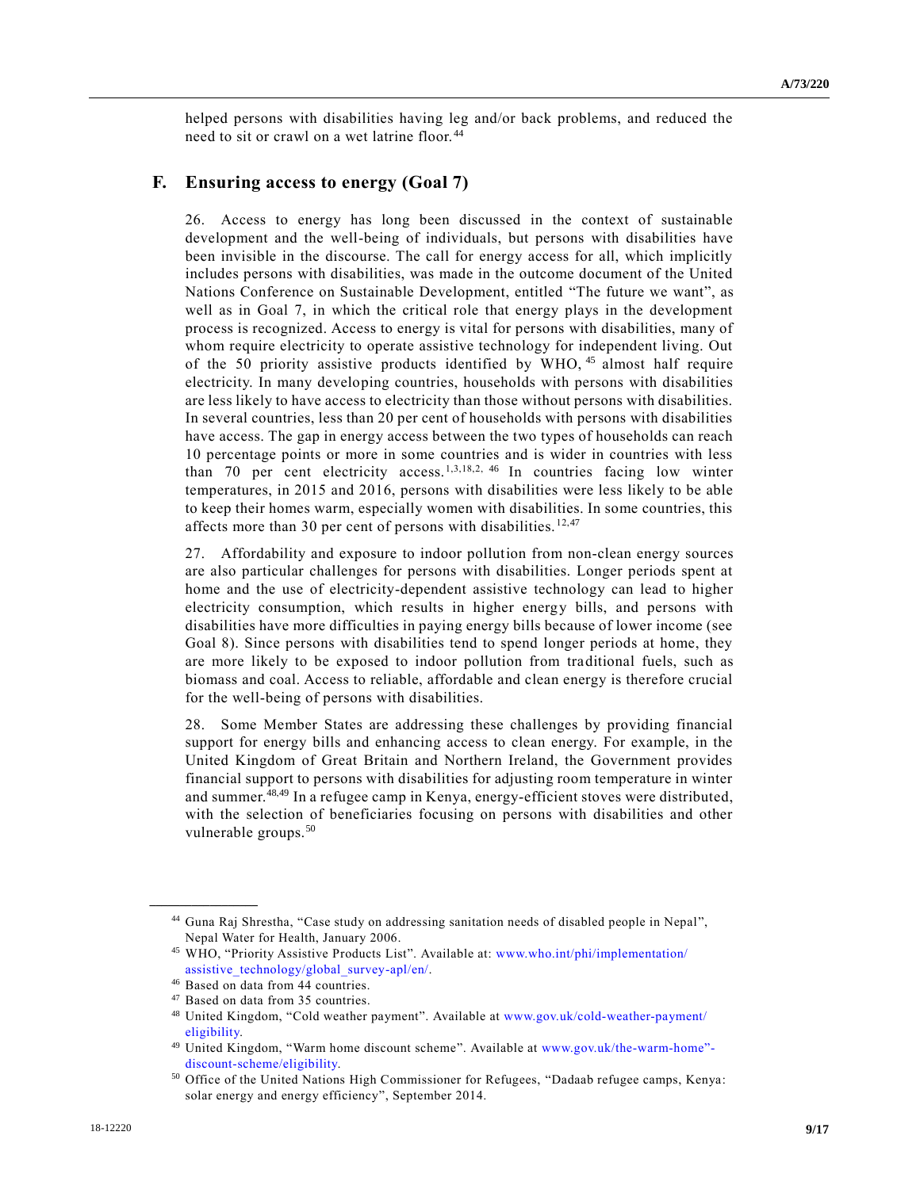helped persons with disabilities having leg and/or back problems, and reduced the need to sit or crawl on a wet latrine floor.[44]

## F. Ensuring access to energy (Goal 7)

26. Access to energy has long been discussed in the context of sustainable development and the well-being of individuals, but persons with disabilities have been invisible in the discourse. The call for energy access for all, which implicitly includes persons with disabilities, was made in the outcome document of the United Nations Conference on Sustainable Development, entitled "The future we want", as well as in Goal 7, in which the critical role that energy plays in the development process is recognized. Access to energy is vital for persons with disabilities, many of whom require electricity to operate assistive technology for independent living. Out of the 50 priority assistive products identified by WHO,[45] almost half require electricity. In many developing countries, households with persons with disabilities are less likely to have access to electricity than those without persons with disabilities. In several countries, less than 20 per cent of households with persons with disabilities have access. The gap in energy access between the two types of households can reach 10 percentage points or more in some countries and is wider in countries with less than 70 per cent electricity access.[1,3,18,2,46] In countries facing low winter temperatures, in 2015 and 2016, persons with disabilities were less likely to be able to keep their homes warm, especially women with disabilities. In some countries, this affects more than 30 per cent of persons with disabilities.[12,47]

27. Affordability and exposure to indoor pollution from non-clean energy sources are also particular challenges for persons with disabilities. Longer periods spent at home and the use of electricity-dependent assistive technology can lead to higher electricity consumption, which results in higher energy bills, and persons with disabilities have more difficulties in paying energy bills because of lower income (see Goal 8). Since persons with disabilities tend to spend longer periods at home, they are more likely to be exposed to indoor pollution from traditional fuels, such as biomass and coal. Access to reliable, affordable and clean energy is therefore crucial for the well-being of persons with disabilities.

28. Some Member States are addressing these challenges by providing financial support for energy bills and enhancing access to clean energy. For example, in the United Kingdom of Great Britain and Northern Ireland, the Government provides financial support to persons with disabilities for adjusting room temperature in winter and summer.[48,49] In a refugee camp in Kenya, energy-efficient stoves were distributed, with the selection of beneficiaries focusing on persons with disabilities and other vulnerable groups.[50]

---

[44] Guna Raj Shrestha, "Case study on addressing sanitation needs of disabled people in Nepal", Nepal Water for Health, January 2006.

[45] WHO, "Priority Assistive Products List". Available at: www.who.int/phi/implementation/assistive_technology/global_survey-apl/en/.

[46] Based on data from 44 countries.

[47] Based on data from 35 countries.

[48] United Kingdom, "Cold weather payment". Available at www.gov.uk/cold-weather-payment/eligibility.

[49] United Kingdom, "Warm home discount scheme". Available at www.gov.uk/the-warm-home"-discount-scheme/eligibility.

[50] Office of the United Nations High Commissioner for Refugees, "Dadaab refugee camps, Kenya: solar energy and energy efficiency", September 2014.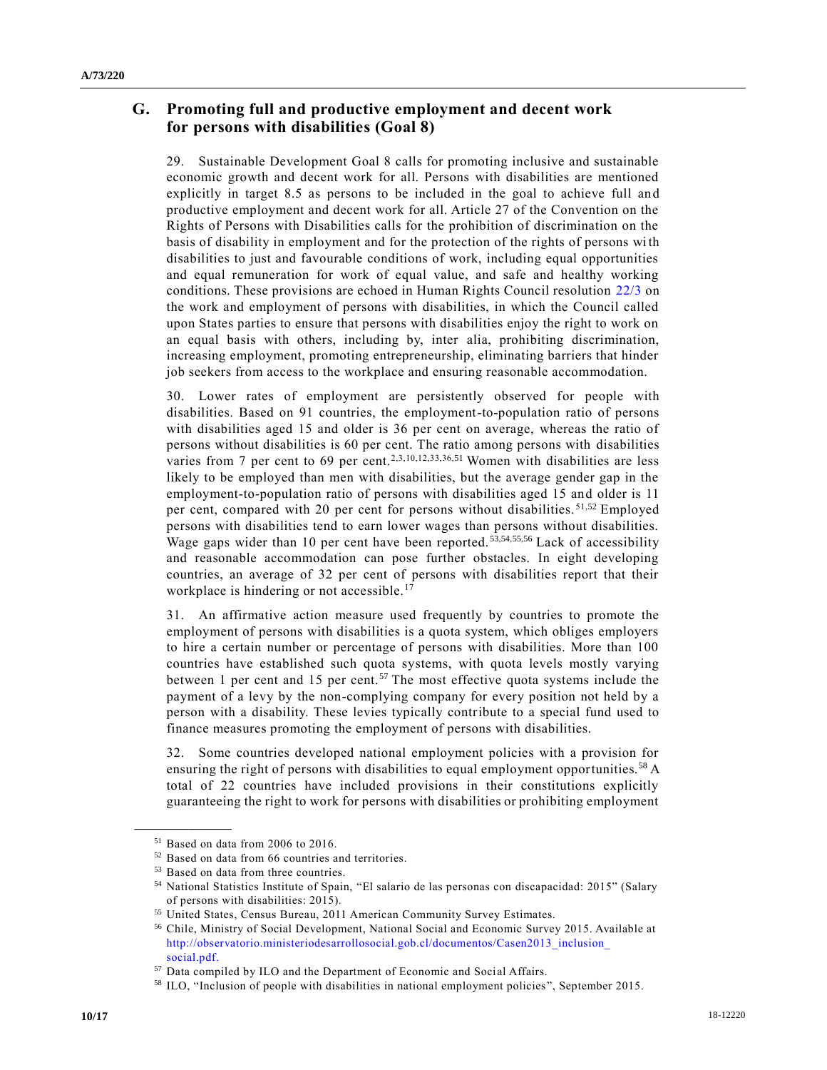## G. Promoting full and productive employment and decent work for persons with disabilities (Goal 8)

29. Sustainable Development Goal 8 calls for promoting inclusive and sustainable economic growth and decent work for all. Persons with disabilities are mentioned explicitly in target 8.5 as persons to be included in the goal to achieve full and productive employment and decent work for all. Article 27 of the Convention on the Rights of Persons with Disabilities calls for the prohibition of discrimination on the basis of disability in employment and for the protection of the rights of persons with disabilities to just and favourable conditions of work, including equal opportunities and equal remuneration for work of equal value, and safe and healthy working conditions. These provisions are echoed in Human Rights Council resolution 22/3 on the work and employment of persons with disabilities, in which the Council called upon States parties to ensure that persons with disabilities enjoy the right to work on an equal basis with others, including by, inter alia, prohibiting discrimination, increasing employment, promoting entrepreneurship, eliminating barriers that hinder job seekers from access to the workplace and ensuring reasonable accommodation.

30. Lower rates of employment are persistently observed for people with disabilities. Based on 91 countries, the employment-to-population ratio of persons with disabilities aged 15 and older is 36 per cent on average, whereas the ratio of persons without disabilities is 60 per cent. The ratio among persons with disabilities varies from 7 per cent to 69 per cent.[2,3,10,12,33,36,51] Women with disabilities are less likely to be employed than men with disabilities, but the average gender gap in the employment-to-population ratio of persons with disabilities aged 15 and older is 11 per cent, compared with 20 per cent for persons without disabilities.[51,52] Employed persons with disabilities tend to earn lower wages than persons without disabilities. Wage gaps wider than 10 per cent have been reported.[53,54,55,56] Lack of accessibility and reasonable accommodation can pose further obstacles. In eight developing countries, an average of 32 per cent of persons with disabilities report that their workplace is hindering or not accessible.[17]

31. An affirmative action measure used frequently by countries to promote the employment of persons with disabilities is a quota system, which obliges employers to hire a certain number or percentage of persons with disabilities. More than 100 countries have established such quota systems, with quota levels mostly varying between 1 per cent and 15 per cent.[57] The most effective quota systems include the payment of a levy by the non-complying company for every position not held by a person with a disability. These levies typically contribute to a special fund used to finance measures promoting the employment of persons with disabilities.

32. Some countries developed national employment policies with a provision for ensuring the right of persons with disabilities to equal employment opportunities.[58] A total of 22 countries have included provisions in their constitutions explicitly guaranteeing the right to work for persons with disabilities or prohibiting employment

---

[51] Based on data from 2006 to 2016.

[52] Based on data from 66 countries and territories.

[53] Based on data from three countries.

[54] National Statistics Institute of Spain, "El salario de las personas con discapacidad: 2015" (Salary of persons with disabilities: 2015).

[55] United States, Census Bureau, 2011 American Community Survey Estimates.

[56] Chile, Ministry of Social Development, National Social and Economic Survey 2015. Available at http://observatorio.ministeriodesarrollosocial.gob.cl/documentos/Casen2013_inclusion_social.pdf.

[57] Data compiled by ILO and the Department of Economic and Social Affairs.

[58] ILO, "Inclusion of people with disabilities in national employment policies", September 2015.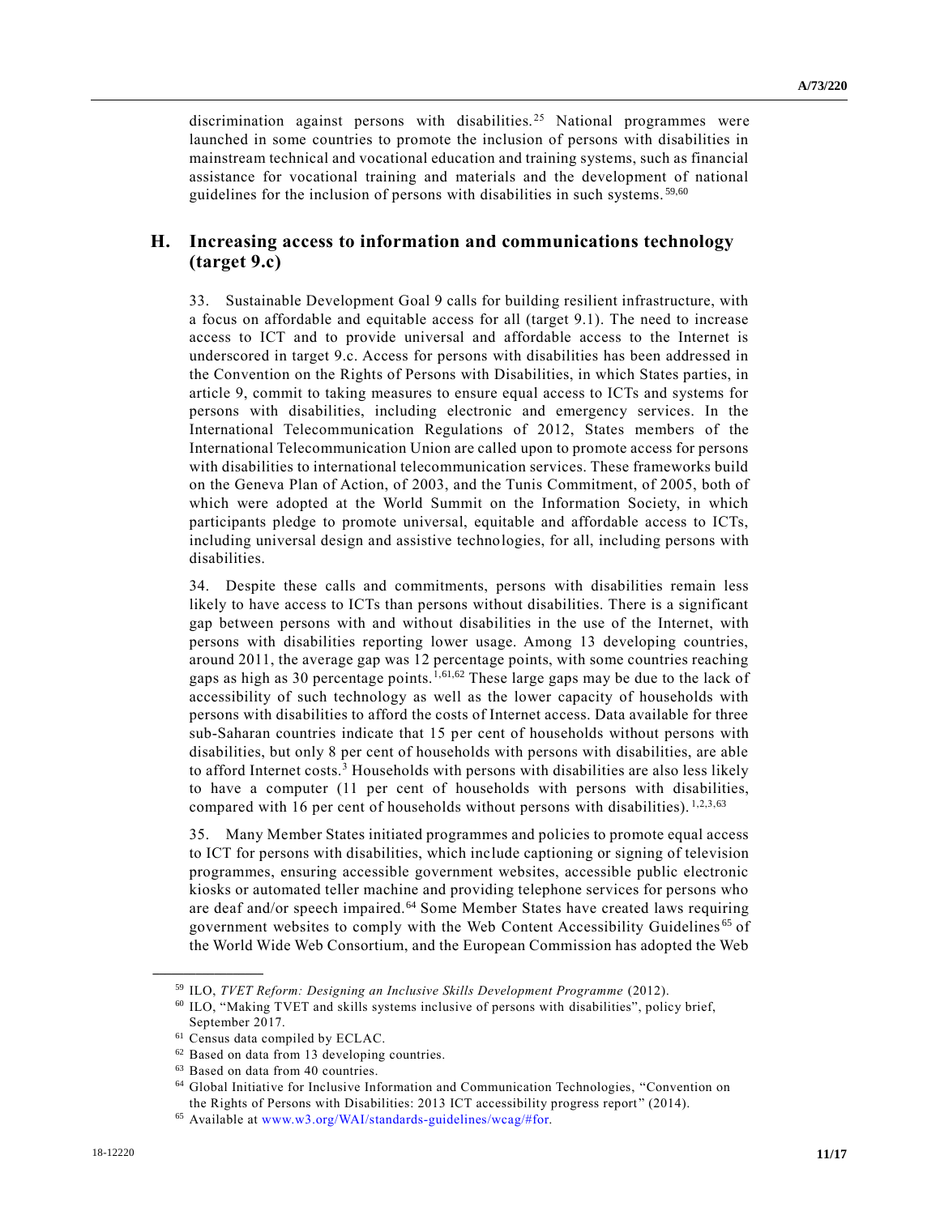discrimination against persons with disabilities.[25] National programmes were launched in some countries to promote the inclusion of persons with disabilities in mainstream technical and vocational education and training systems, such as financial assistance for vocational training and materials and the development of national guidelines for the inclusion of persons with disabilities in such systems.[59,60]

## H. Increasing access to information and communications technology (target 9.c)

33. Sustainable Development Goal 9 calls for building resilient infrastructure, with a focus on affordable and equitable access for all (target 9.1). The need to increase access to ICT and to provide universal and affordable access to the Internet is underscored in target 9.c. Access for persons with disabilities has been addressed in the Convention on the Rights of Persons with Disabilities, in which States parties, in article 9, commit to taking measures to ensure equal access to ICTs and systems for persons with disabilities, including electronic and emergency services. In the International Telecommunication Regulations of 2012, States members of the International Telecommunication Union are called upon to promote access for persons with disabilities to international telecommunication services. These frameworks build on the Geneva Plan of Action, of 2003, and the Tunis Commitment, of 2005, both of which were adopted at the World Summit on the Information Society, in which participants pledge to promote universal, equitable and affordable access to ICTs, including universal design and assistive technologies, for all, including persons with disabilities.

34. Despite these calls and commitments, persons with disabilities remain less likely to have access to ICTs than persons without disabilities. There is a significant gap between persons with and without disabilities in the use of the Internet, with persons with disabilities reporting lower usage. Among 13 developing countries, around 2011, the average gap was 12 percentage points, with some countries reaching gaps as high as 30 percentage points.[1,61,62] These large gaps may be due to the lack of accessibility of such technology as well as the lower capacity of households with persons with disabilities to afford the costs of Internet access. Data available for three sub-Saharan countries indicate that 15 per cent of households without persons with disabilities, but only 8 per cent of households with persons with disabilities, are able to afford Internet costs.[3] Households with persons with disabilities are also less likely to have a computer (11 per cent of households with persons with disabilities, compared with 16 per cent of households without persons with disabilities).[1,2,3,63]

35. Many Member States initiated programmes and policies to promote equal access to ICT for persons with disabilities, which include captioning or signing of television programmes, ensuring accessible government websites, accessible public electronic kiosks or automated teller machine and providing telephone services for persons who are deaf and/or speech impaired.[64] Some Member States have created laws requiring government websites to comply with the Web Content Accessibility Guidelines[65] of the World Wide Web Consortium, and the European Commission has adopted the Web

---

[59] ILO, *TVET Reform: Designing an Inclusive Skills Development Programme* (2012).

[60] ILO, "Making TVET and skills systems inclusive of persons with disabilities", policy brief, September 2017.

[61] Census data compiled by ECLAC.

[62] Based on data from 13 developing countries.

[63] Based on data from 40 countries.

[64] Global Initiative for Inclusive Information and Communication Technologies, "Convention on the Rights of Persons with Disabilities: 2013 ICT accessibility progress report" (2014).

[65] Available at www.w3.org/WAI/standards-guidelines/wcag/#for.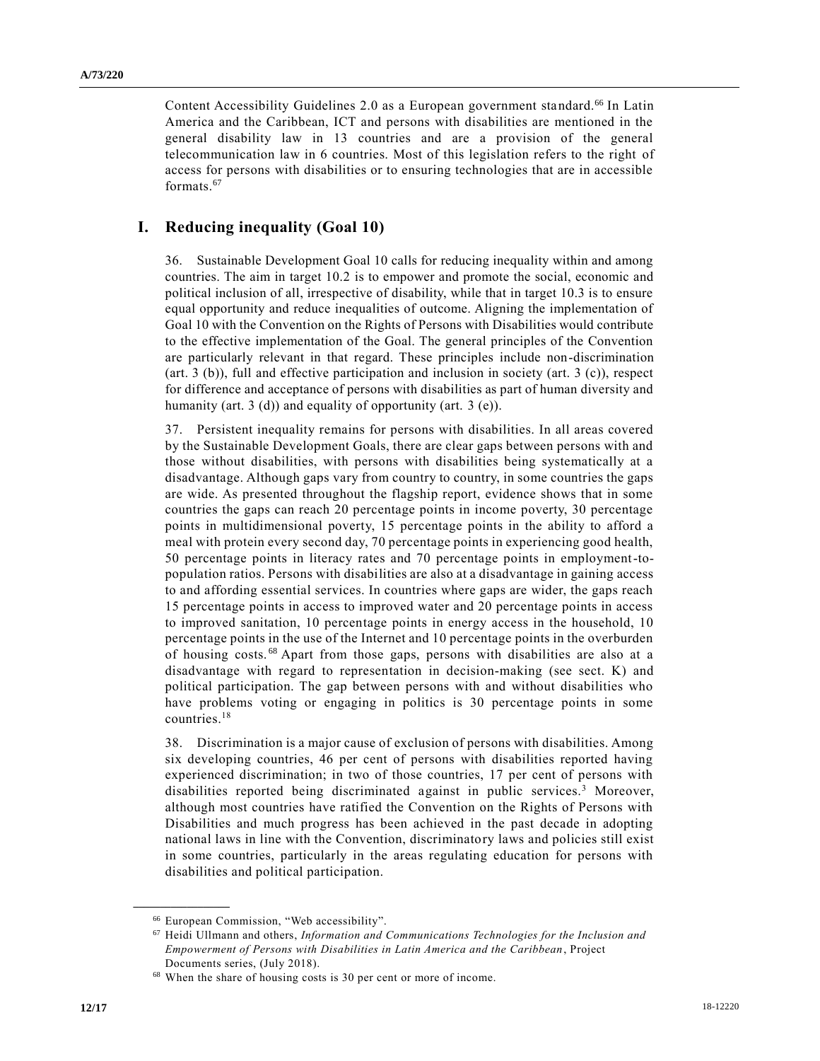Content Accessibility Guidelines 2.0 as a European government standard.[66] In Latin America and the Caribbean, ICT and persons with disabilities are mentioned in the general disability law in 13 countries and are a provision of the general telecommunication law in 6 countries. Most of this legislation refers to the right of access for persons with disabilities or to ensuring technologies that are in accessible formats.[67]

## I. Reducing inequality (Goal 10)

36. Sustainable Development Goal 10 calls for reducing inequality within and among countries. The aim in target 10.2 is to empower and promote the social, economic and political inclusion of all, irrespective of disability, while that in target 10.3 is to ensure equal opportunity and reduce inequalities of outcome. Aligning the implementation of Goal 10 with the Convention on the Rights of Persons with Disabilities would contribute to the effective implementation of the Goal. The general principles of the Convention are particularly relevant in that regard. These principles include non-discrimination (art. 3 (b)), full and effective participation and inclusion in society (art. 3 (c)), respect for difference and acceptance of persons with disabilities as part of human diversity and humanity (art. 3 (d)) and equality of opportunity (art. 3 (e)).

37. Persistent inequality remains for persons with disabilities. In all areas covered by the Sustainable Development Goals, there are clear gaps between persons with and those without disabilities, with persons with disabilities being systematically at a disadvantage. Although gaps vary from country to country, in some countries the gaps are wide. As presented throughout the flagship report, evidence shows that in some countries the gaps can reach 20 percentage points in income poverty, 30 percentage points in multidimensional poverty, 15 percentage points in the ability to afford a meal with protein every second day, 70 percentage points in experiencing good health, 50 percentage points in literacy rates and 70 percentage points in employment-to-population ratios. Persons with disabilities are also at a disadvantage in gaining access to and affording essential services. In countries where gaps are wider, the gaps reach 15 percentage points in access to improved water and 20 percentage points in access to improved sanitation, 10 percentage points in energy access in the household, 10 percentage points in the use of the Internet and 10 percentage points in the overburden of housing costs.[68] Apart from those gaps, persons with disabilities are also at a disadvantage with regard to representation in decision-making (see sect. K) and political participation. The gap between persons with and without disabilities who have problems voting or engaging in politics is 30 percentage points in some countries.[18]

38. Discrimination is a major cause of exclusion of persons with disabilities. Among six developing countries, 46 per cent of persons with disabilities reported having experienced discrimination; in two of those countries, 17 per cent of persons with disabilities reported being discriminated against in public services.[3] Moreover, although most countries have ratified the Convention on the Rights of Persons with Disabilities and much progress has been achieved in the past decade in adopting national laws in line with the Convention, discriminatory laws and policies still exist in some countries, particularly in the areas regulating education for persons with disabilities and political participation.

---

[66] European Commission, "Web accessibility".

[67] Heidi Ullmann and others, *Information and Communications Technologies for the Inclusion and Empowerment of Persons with Disabilities in Latin America and the Caribbean*, Project Documents series, (July 2018).

[68] When the share of housing costs is 30 per cent or more of income.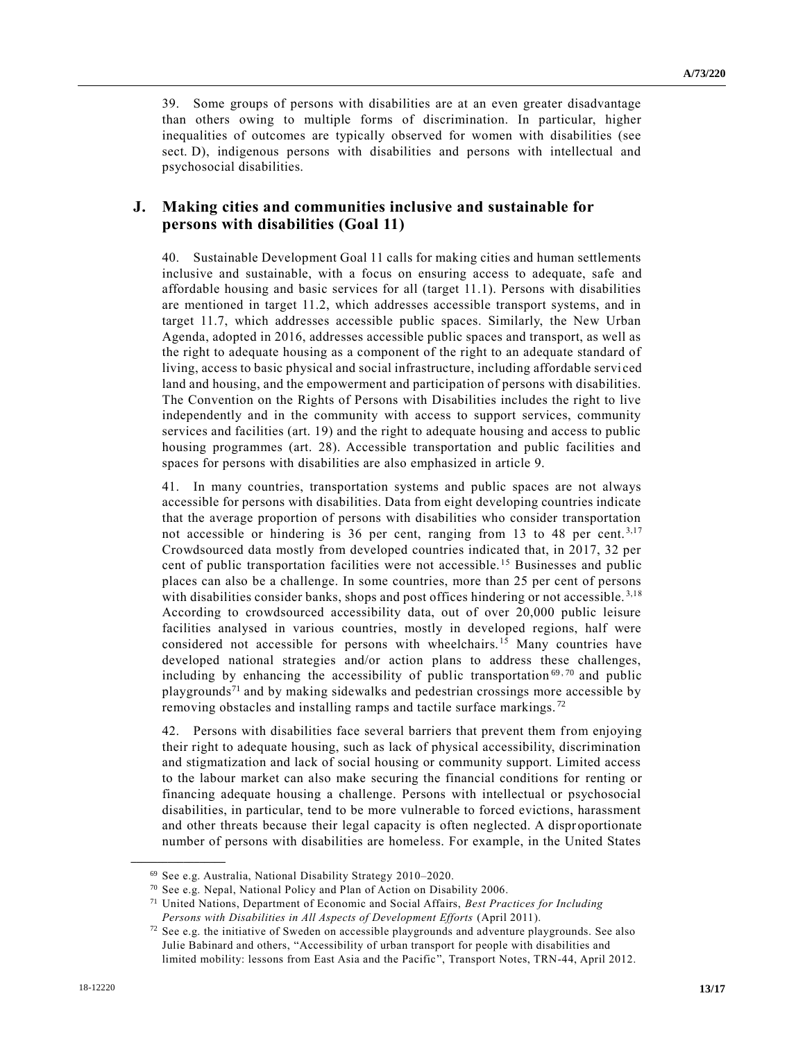39. Some groups of persons with disabilities are at an even greater disadvantage than others owing to multiple forms of discrimination. In particular, higher inequalities of outcomes are typically observed for women with disabilities (see sect. D), indigenous persons with disabilities and persons with intellectual and psychosocial disabilities.

## J. Making cities and communities inclusive and sustainable for persons with disabilities (Goal 11)

40. Sustainable Development Goal 11 calls for making cities and human settlements inclusive and sustainable, with a focus on ensuring access to adequate, safe and affordable housing and basic services for all (target 11.1). Persons with disabilities are mentioned in target 11.2, which addresses accessible transport systems, and in target 11.7, which addresses accessible public spaces. Similarly, the New Urban Agenda, adopted in 2016, addresses accessible public spaces and transport, as well as the right to adequate housing as a component of the right to an adequate standard of living, access to basic physical and social infrastructure, including affordable serviced land and housing, and the empowerment and participation of persons with disabilities. The Convention on the Rights of Persons with Disabilities includes the right to live independently and in the community with access to support services, community services and facilities (art. 19) and the right to adequate housing and access to public housing programmes (art. 28). Accessible transportation and public facilities and spaces for persons with disabilities are also emphasized in article 9.

41. In many countries, transportation systems and public spaces are not always accessible for persons with disabilities. Data from eight developing countries indicate that the average proportion of persons with disabilities who consider transportation not accessible or hindering is 36 per cent, ranging from 13 to 48 per cent.[3,17] Crowdsourced data mostly from developed countries indicated that, in 2017, 32 per cent of public transportation facilities were not accessible.[15] Businesses and public places can also be a challenge. In some countries, more than 25 per cent of persons with disabilities consider banks, shops and post offices hindering or not accessible.[3,18] According to crowdsourced accessibility data, out of over 20,000 public leisure facilities analysed in various countries, mostly in developed regions, half were considered not accessible for persons with wheelchairs.[15] Many countries have developed national strategies and/or action plans to address these challenges, including by enhancing the accessibility of public transportation[69,70] and public playgrounds[71] and by making sidewalks and pedestrian crossings more accessible by removing obstacles and installing ramps and tactile surface markings.[72]

42. Persons with disabilities face several barriers that prevent them from enjoying their right to adequate housing, such as lack of physical accessibility, discrimination and stigmatization and lack of social housing or community support. Limited access to the labour market can also make securing the financial conditions for renting or financing adequate housing a challenge. Persons with intellectual or psychosocial disabilities, in particular, tend to be more vulnerable to forced evictions, harassment and other threats because their legal capacity is often neglected. A disproportionate number of persons with disabilities are homeless. For example, in the United States

---

[69] See e.g. Australia, National Disability Strategy 2010–2020.

[70] See e.g. Nepal, National Policy and Plan of Action on Disability 2006.

[71] United Nations, Department of Economic and Social Affairs, *Best Practices for Including Persons with Disabilities in All Aspects of Development Efforts* (April 2011).

[72] See e.g. the initiative of Sweden on accessible playgrounds and adventure playgrounds. See also Julie Babinard and others, "Accessibility of urban transport for people with disabilities and limited mobility: lessons from East Asia and the Pacific", Transport Notes, TRN-44, April 2012.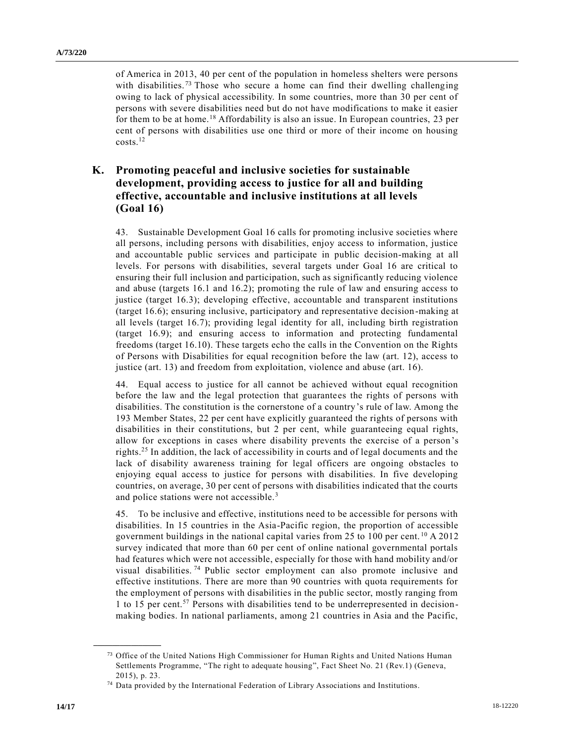of America in 2013, 40 per cent of the population in homeless shelters were persons with disabilities.[73] Those who secure a home can find their dwelling challenging owing to lack of physical accessibility. In some countries, more than 30 per cent of persons with severe disabilities need but do not have modifications to make it easier for them to be at home.[18] Affordability is also an issue. In European countries, 23 per cent of persons with disabilities use one third or more of their income on housing costs.[12]

## K. Promoting peaceful and inclusive societies for sustainable development, providing access to justice for all and building effective, accountable and inclusive institutions at all levels (Goal 16)

43. Sustainable Development Goal 16 calls for promoting inclusive societies where all persons, including persons with disabilities, enjoy access to information, justice and accountable public services and participate in public decision-making at all levels. For persons with disabilities, several targets under Goal 16 are critical to ensuring their full inclusion and participation, such as significantly reducing violence and abuse (targets 16.1 and 16.2); promoting the rule of law and ensuring access to justice (target 16.3); developing effective, accountable and transparent institutions (target 16.6); ensuring inclusive, participatory and representative decision-making at all levels (target 16.7); providing legal identity for all, including birth registration (target 16.9); and ensuring access to information and protecting fundamental freedoms (target 16.10). These targets echo the calls in the Convention on the Rights of Persons with Disabilities for equal recognition before the law (art. 12), access to justice (art. 13) and freedom from exploitation, violence and abuse (art. 16).

44. Equal access to justice for all cannot be achieved without equal recognition before the law and the legal protection that guarantees the rights of persons with disabilities. The constitution is the cornerstone of a country's rule of law. Among the 193 Member States, 22 per cent have explicitly guaranteed the rights of persons with disabilities in their constitutions, but 2 per cent, while guaranteeing equal rights, allow for exceptions in cases where disability prevents the exercise of a person's rights.[25] In addition, the lack of accessibility in courts and of legal documents and the lack of disability awareness training for legal officers are ongoing obstacles to enjoying equal access to justice for persons with disabilities. In five developing countries, on average, 30 per cent of persons with disabilities indicated that the courts and police stations were not accessible.[3]

45. To be inclusive and effective, institutions need to be accessible for persons with disabilities. In 15 countries in the Asia-Pacific region, the proportion of accessible government buildings in the national capital varies from 25 to 100 per cent.[10] A 2012 survey indicated that more than 60 per cent of online national governmental portals had features which were not accessible, especially for those with hand mobility and/or visual disabilities.[74] Public sector employment can also promote inclusive and effective institutions. There are more than 90 countries with quota requirements for the employment of persons with disabilities in the public sector, mostly ranging from 1 to 15 per cent.[57] Persons with disabilities tend to be underrepresented in decision-making bodies. In national parliaments, among 21 countries in Asia and the Pacific,

---

[73] Office of the United Nations High Commissioner for Human Rights and United Nations Human Settlements Programme, "The right to adequate housing", Fact Sheet No. 21 (Rev.1) (Geneva, 2015), p. 23.

[74] Data provided by the International Federation of Library Associations and Institutions.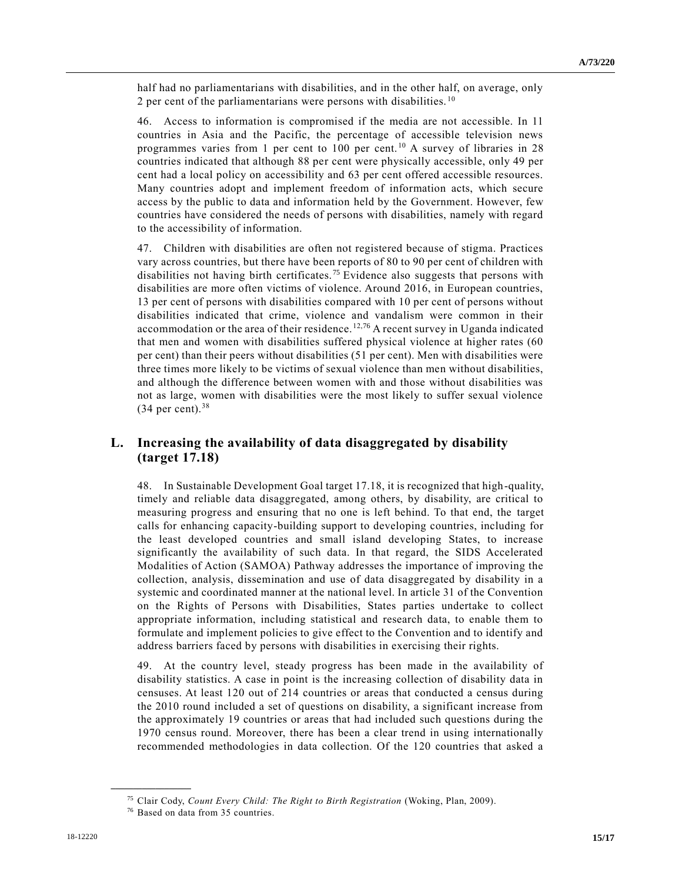half had no parliamentarians with disabilities, and in the other half, on average, only 2 per cent of the parliamentarians were persons with disabilities.[10]

46. Access to information is compromised if the media are not accessible. In 11 countries in Asia and the Pacific, the percentage of accessible television news programmes varies from 1 per cent to 100 per cent.[10] A survey of libraries in 28 countries indicated that although 88 per cent were physically accessible, only 49 per cent had a local policy on accessibility and 63 per cent offered accessible resources. Many countries adopt and implement freedom of information acts, which secure access by the public to data and information held by the Government. However, few countries have considered the needs of persons with disabilities, namely with regard to the accessibility of information.

47. Children with disabilities are often not registered because of stigma. Practices vary across countries, but there have been reports of 80 to 90 per cent of children with disabilities not having birth certificates.[75] Evidence also suggests that persons with disabilities are more often victims of violence. Around 2016, in European countries, 13 per cent of persons with disabilities compared with 10 per cent of persons without disabilities indicated that crime, violence and vandalism were common in their accommodation or the area of their residence.[12,76] A recent survey in Uganda indicated that men and women with disabilities suffered physical violence at higher rates (60 per cent) than their peers without disabilities (51 per cent). Men with disabilities were three times more likely to be victims of sexual violence than men without disabilities, and although the difference between women with and those without disabilities was not as large, women with disabilities were the most likely to suffer sexual violence (34 per cent).[38]

## L. Increasing the availability of data disaggregated by disability (target 17.18)

48. In Sustainable Development Goal target 17.18, it is recognized that high-quality, timely and reliable data disaggregated, among others, by disability, are critical to measuring progress and ensuring that no one is left behind. To that end, the target calls for enhancing capacity-building support to developing countries, including for the least developed countries and small island developing States, to increase significantly the availability of such data. In that regard, the SIDS Accelerated Modalities of Action (SAMOA) Pathway addresses the importance of improving the collection, analysis, dissemination and use of data disaggregated by disability in a systemic and coordinated manner at the national level. In article 31 of the Convention on the Rights of Persons with Disabilities, States parties undertake to collect appropriate information, including statistical and research data, to enable them to formulate and implement policies to give effect to the Convention and to identify and address barriers faced by persons with disabilities in exercising their rights.

49. At the country level, steady progress has been made in the availability of disability statistics. A case in point is the increasing collection of disability data in censuses. At least 120 out of 214 countries or areas that conducted a census during the 2010 round included a set of questions on disability, a significant increase from the approximately 19 countries or areas that had included such questions during the 1970 census round. Moreover, there has been a clear trend in using internationally recommended methodologies in data collection. Of the 120 countries that asked a

---

[75] Clair Cody, *Count Every Child: The Right to Birth Registration* (Woking, Plan, 2009).

[76] Based on data from 35 countries.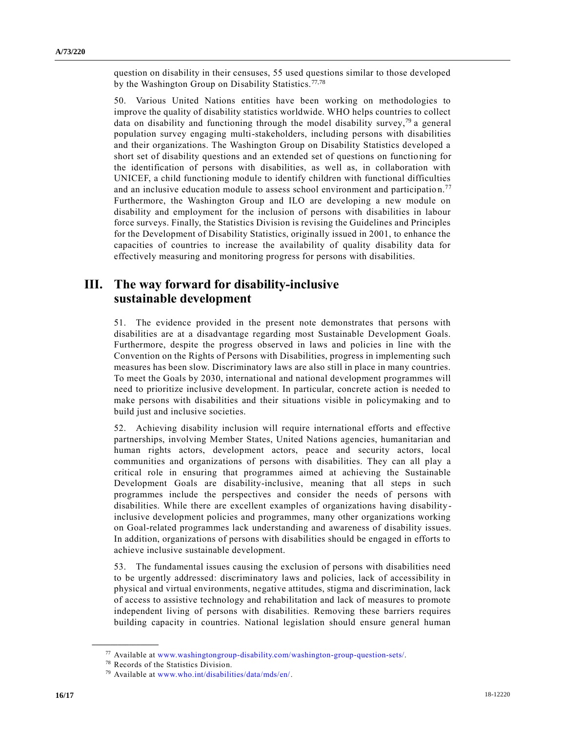question on disability in their censuses, 55 used questions similar to those developed by the Washington Group on Disability Statistics.[77,78]

50. Various United Nations entities have been working on methodologies to improve the quality of disability statistics worldwide. WHO helps countries to collect data on disability and functioning through the model disability survey,[79] a general population survey engaging multi-stakeholders, including persons with disabilities and their organizations. The Washington Group on Disability Statistics developed a short set of disability questions and an extended set of questions on functioning for the identification of persons with disabilities, as well as, in collaboration with UNICEF, a child functioning module to identify children with functional difficulties and an inclusive education module to assess school environment and participation.[77] Furthermore, the Washington Group and ILO are developing a new module on disability and employment for the inclusion of persons with disabilities in labour force surveys. Finally, the Statistics Division is revising the Guidelines and Principles for the Development of Disability Statistics, originally issued in 2001, to enhance the capacities of countries to increase the availability of quality disability data for effectively measuring and monitoring progress for persons with disabilities.

## III. The way forward for disability-inclusive sustainable development

51. The evidence provided in the present note demonstrates that persons with disabilities are at a disadvantage regarding most Sustainable Development Goals. Furthermore, despite the progress observed in laws and policies in line with the Convention on the Rights of Persons with Disabilities, progress in implementing such measures has been slow. Discriminatory laws are also still in place in many countries. To meet the Goals by 2030, international and national development programmes will need to prioritize inclusive development. In particular, concrete action is needed to make persons with disabilities and their situations visible in policymaking and to build just and inclusive societies.

52. Achieving disability inclusion will require international efforts and effective partnerships, involving Member States, United Nations agencies, humanitarian and human rights actors, development actors, peace and security actors, local communities and organizations of persons with disabilities. They can all play a critical role in ensuring that programmes aimed at achieving the Sustainable Development Goals are disability-inclusive, meaning that all steps in such programmes include the perspectives and consider the needs of persons with disabilities. While there are excellent examples of organizations having disability-inclusive development policies and programmes, many other organizations working on Goal-related programmes lack understanding and awareness of disability issues. In addition, organizations of persons with disabilities should be engaged in efforts to achieve inclusive sustainable development.

53. The fundamental issues causing the exclusion of persons with disabilities need to be urgently addressed: discriminatory laws and policies, lack of accessibility in physical and virtual environments, negative attitudes, stigma and discrimination, lack of access to assistive technology and rehabilitation and lack of measures to promote independent living of persons with disabilities. Removing these barriers requires building capacity in countries. National legislation should ensure general human

---

[77] Available at www.washingtongroup-disability.com/washington-group-question-sets/.

[78] Records of the Statistics Division.

[79] Available at www.who.int/disabilities/data/mds/en/.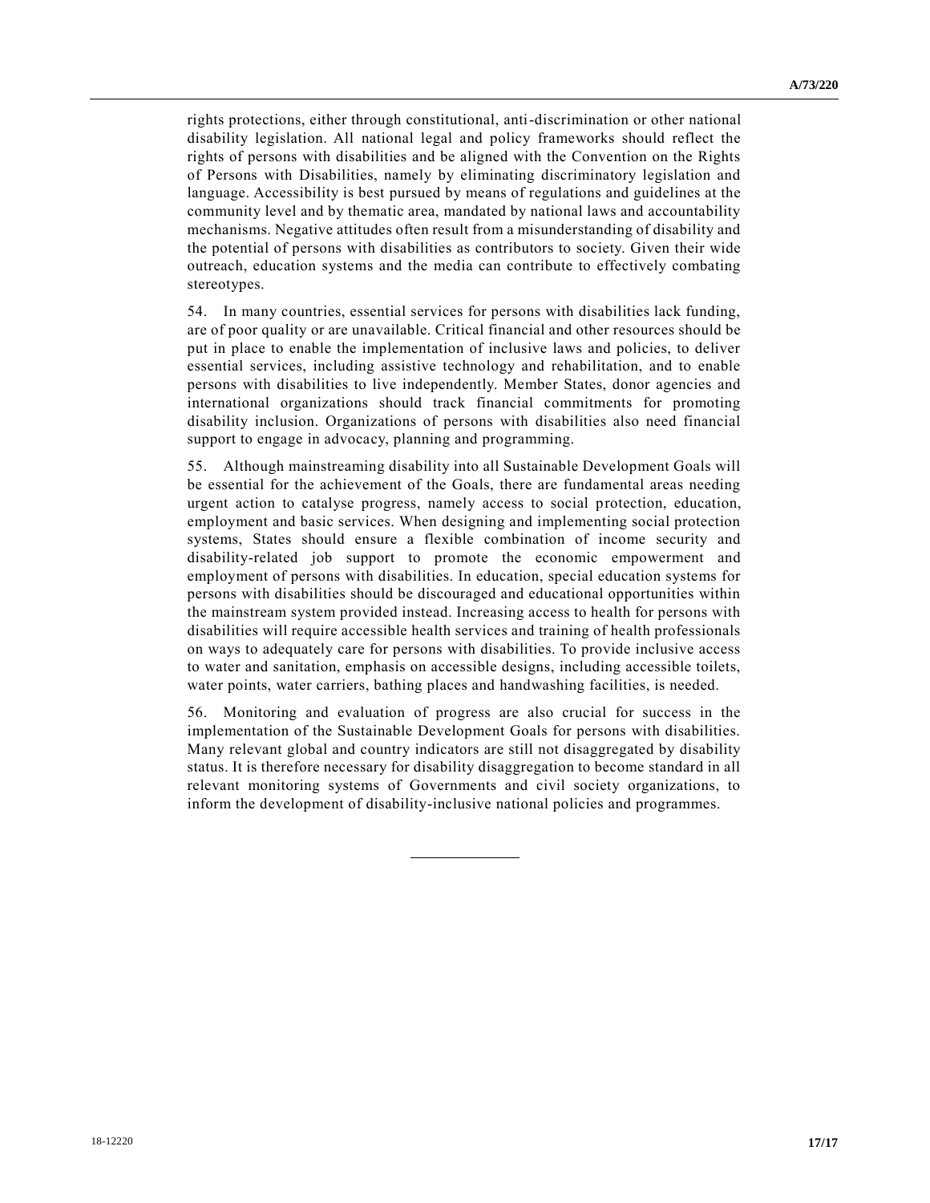rights protections, either through constitutional, anti-discrimination or other national disability legislation. All national legal and policy frameworks should reflect the rights of persons with disabilities and be aligned with the Convention on the Rights of Persons with Disabilities, namely by eliminating discriminatory legislation and language. Accessibility is best pursued by means of regulations and guidelines at the community level and by thematic area, mandated by national laws and accountability mechanisms. Negative attitudes often result from a misunderstanding of disability and the potential of persons with disabilities as contributors to society. Given their wide outreach, education systems and the media can contribute to effectively combating stereotypes.

54. In many countries, essential services for persons with disabilities lack funding, are of poor quality or are unavailable. Critical financial and other resources should be put in place to enable the implementation of inclusive laws and policies, to deliver essential services, including assistive technology and rehabilitation, and to enable persons with disabilities to live independently. Member States, donor agencies and international organizations should track financial commitments for promoting disability inclusion. Organizations of persons with disabilities also need financial support to engage in advocacy, planning and programming.

55. Although mainstreaming disability into all Sustainable Development Goals will be essential for the achievement of the Goals, there are fundamental areas needing urgent action to catalyse progress, namely access to social protection, education, employment and basic services. When designing and implementing social protection systems, States should ensure a flexible combination of income security and disability-related job support to promote the economic empowerment and employment of persons with disabilities. In education, special education systems for persons with disabilities should be discouraged and educational opportunities within the mainstream system provided instead. Increasing access to health for persons with disabilities will require accessible health services and training of health professionals on ways to adequately care for persons with disabilities. To provide inclusive access to water and sanitation, emphasis on accessible designs, including accessible toilets, water points, water carriers, bathing places and handwashing facilities, is needed.

56. Monitoring and evaluation of progress are also crucial for success in the implementation of the Sustainable Development Goals for persons with disabilities. Many relevant global and country indicators are still not disaggregated by disability status. It is therefore necessary for disability disaggregation to become standard in all relevant monitoring systems of Governments and civil society organizations, to inform the development of disability-inclusive national policies and programmes.